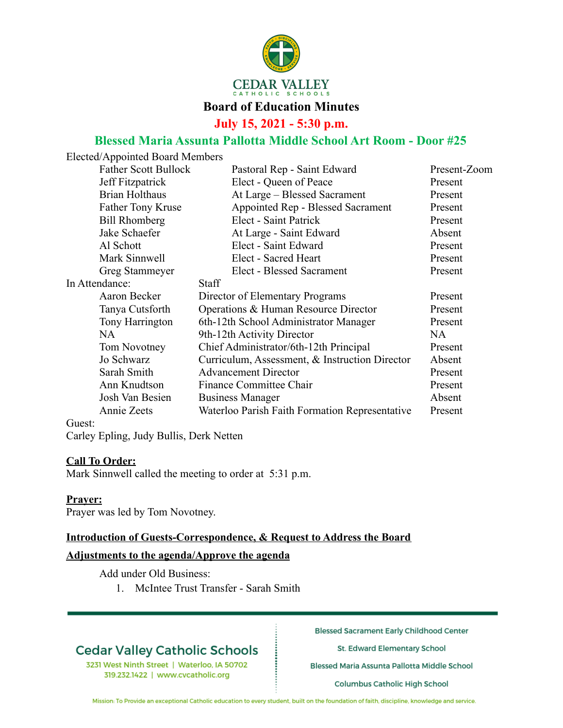# Board of Education Minutes

## July 15, 2021 - 5:30 p.m.

## Blessed Maria Assunta Pallotta Middle School Art Room - Door #25

| | | |
|---|---|---|
| **Elected/Appointed Board Members** | | |
| Father Scott Bullock | Pastoral Rep - Saint Edward | Present-Zoom |
| Jeff Fitzpatrick | Elect - Queen of Peace | Present |
| Brian Holthaus | At Large – Blessed Sacrament | Present |
| Father Tony Kruse | Appointed Rep - Blessed Sacrament | Present |
| Bill Rhomberg | Elect - Saint Patrick | Present |
| Jake Schaefer | At Large - Saint Edward | Absent |
| Al Schott | Elect - Saint Edward | Present |
| Mark Sinnwell | Elect - Sacred Heart | Present |
| Greg Stammeyer | Elect - Blessed Sacrament | Present |
| **In Attendance:** | **Staff** | |
| Aaron Becker | Director of Elementary Programs | Present |
| Tanya Cutsforth | Operations & Human Resource Director | Present |
| Tony Harrington | 6th-12th School Administrator Manager | Present |
| NA | 9th-12th Activity Director | NA |
| Tom Novotney | Chief Administrator/6th-12th Principal | Present |
| Jo Schwarz | Curriculum, Assessment, & Instruction Director | Absent |
| Sarah Smith | Advancement Director | Present |
| Ann Knudtson | Finance Committee Chair | Present |
| Josh Van Besien | Business Manager | Absent |
| Annie Zeets | Waterloo Parish Faith Formation Representative | Present |

Guest:
Carley Epling, Judy Bullis, Derk Netten

**Call To Order:**
Mark Sinnwell called the meeting to order at 5:31 p.m.

**Prayer:**
Prayer was led by Tom Novotney.

**Introduction of Guests-Correspondence, & Request to Address the Board**

**Adjustments to the agenda/Approve the agenda**

Add under Old Business:

1. McIntee Trust Transfer - Sarah Smith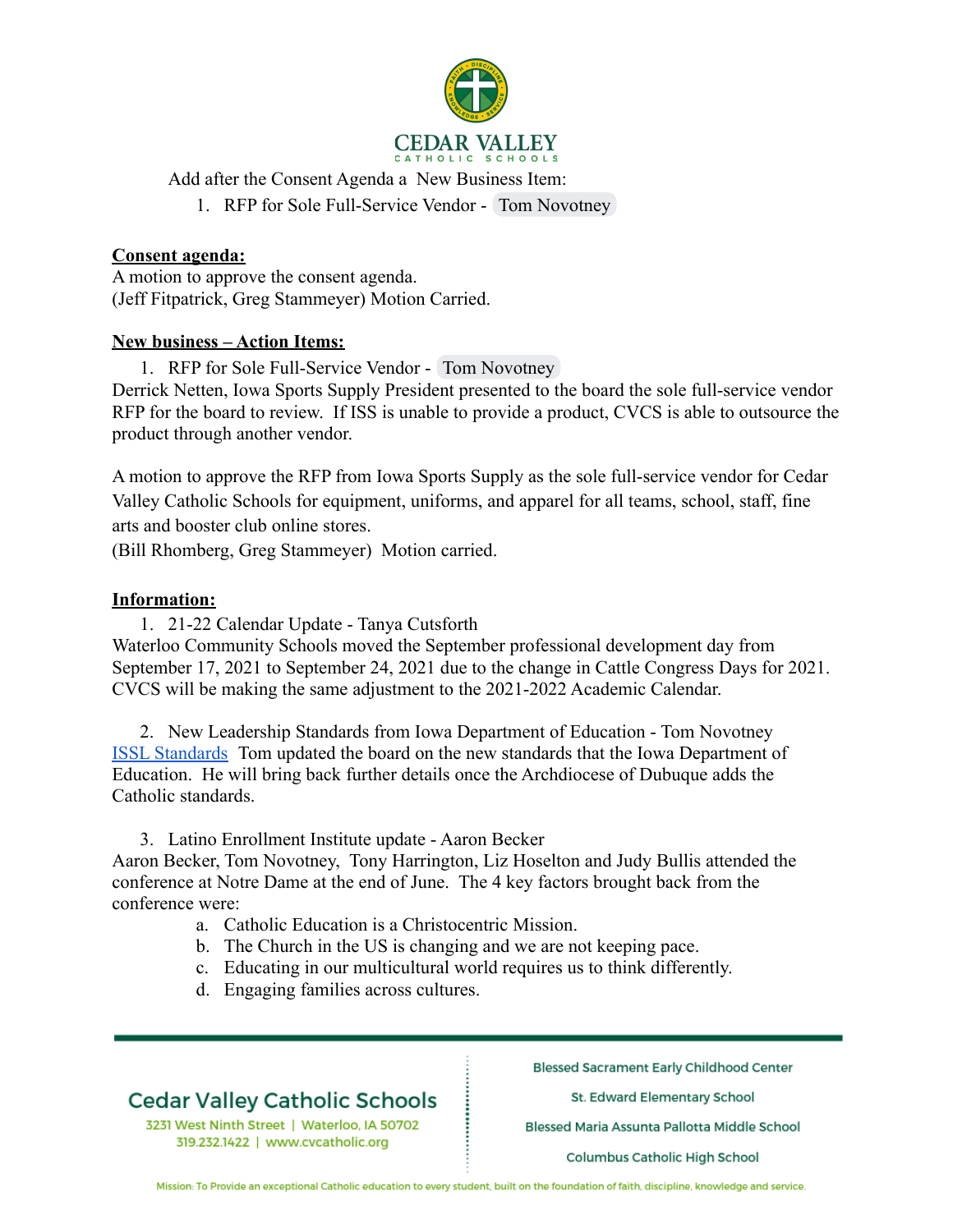Add after the Consent Agenda a New Business Item:

1. RFP for Sole Full-Service Vendor - Tom Novotney

**Consent agenda:**

A motion to approve the consent agenda.
(Jeff Fitpatrick, Greg Stammeyer) Motion Carried.

**New business – Action Items:**

1. RFP for Sole Full-Service Vendor - Tom Novotney

Derrick Netten, Iowa Sports Supply President presented to the board the sole full-service vendor RFP for the board to review. If ISS is unable to provide a product, CVCS is able to outsource the product through another vendor.

A motion to approve the RFP from Iowa Sports Supply as the sole full-service vendor for Cedar Valley Catholic Schools for equipment, uniforms, and apparel for all teams, school, staff, fine arts and booster club online stores.
(Bill Rhomberg, Greg Stammeyer) Motion carried.

**Information:**

1. 21-22 Calendar Update - Tanya Cutsforth

Waterloo Community Schools moved the September professional development day from September 17, 2021 to September 24, 2021 due to the change in Cattle Congress Days for 2021. CVCS will be making the same adjustment to the 2021-2022 Academic Calendar.

2. New Leadership Standards from Iowa Department of Education - Tom Novotney

ISSL Standards Tom updated the board on the new standards that the Iowa Department of Education. He will bring back further details once the Archdiocese of Dubuque adds the Catholic standards.

3. Latino Enrollment Institute update - Aaron Becker

Aaron Becker, Tom Novotney, Tony Harrington, Liz Hoselton and Judy Bullis attended the conference at Notre Dame at the end of June. The 4 key factors brought back from the conference were:

a. Catholic Education is a Christocentric Mission.
b. The Church in the US is changing and we are not keeping pace.
c. Educating in our multicultural world requires us to think differently.
d. Engaging families across cultures.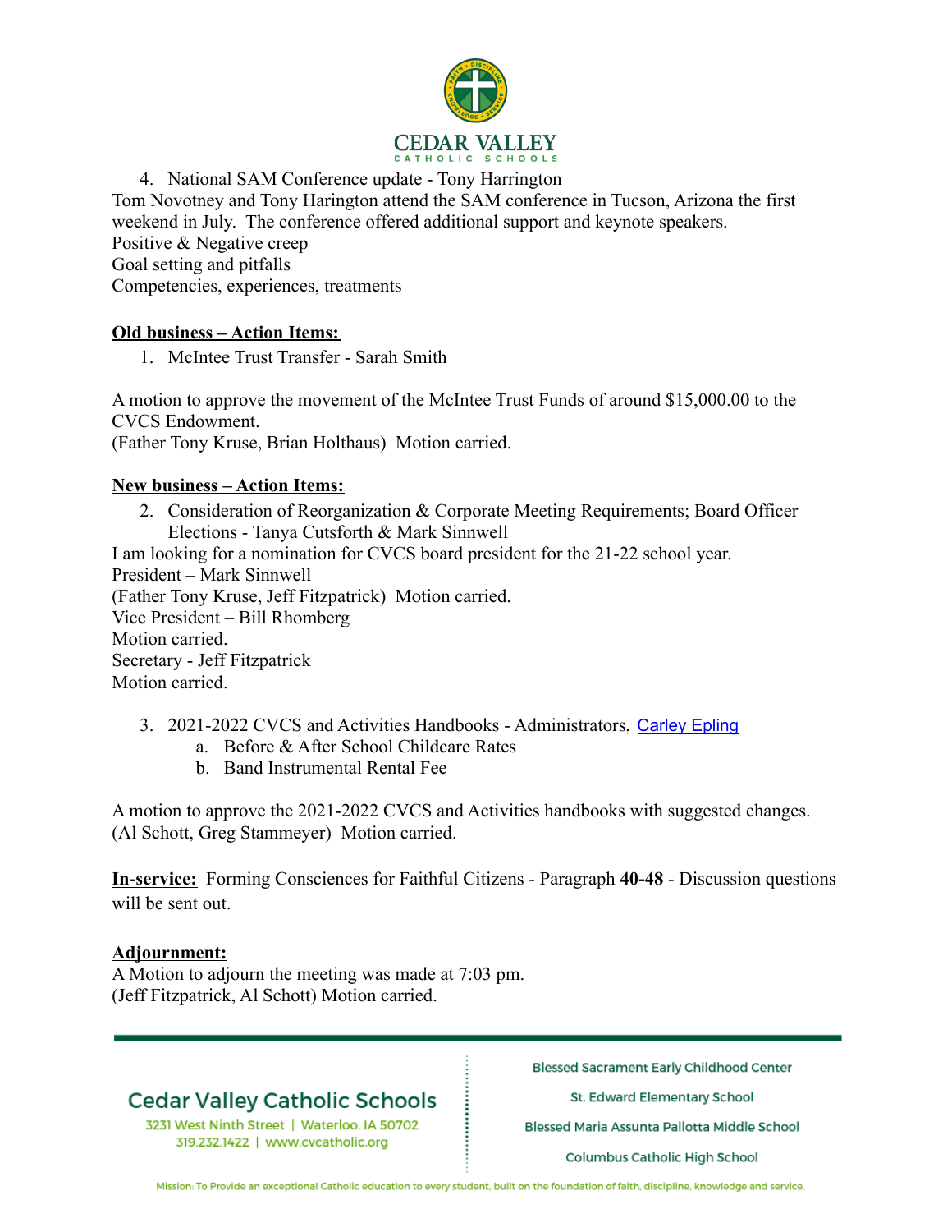4. National SAM Conference update - Tony Harrington

Tom Novotney and Tony Harington attend the SAM conference in Tucson, Arizona the first weekend in July. The conference offered additional support and keynote speakers.
Positive & Negative creep
Goal setting and pitfalls
Competencies, experiences, treatments

**Old business – Action Items:**

1. McIntee Trust Transfer - Sarah Smith

A motion to approve the movement of the McIntee Trust Funds of around $15,000.00 to the CVCS Endowment.
(Father Tony Kruse, Brian Holthaus) Motion carried.

**New business – Action Items:**

2. Consideration of Reorganization & Corporate Meeting Requirements; Board Officer Elections - Tanya Cutsforth & Mark Sinnwell

I am looking for a nomination for CVCS board president for the 21-22 school year.
President – Mark Sinnwell
(Father Tony Kruse, Jeff Fitzpatrick) Motion carried.
Vice President – Bill Rhomberg
Motion carried.
Secretary - Jeff Fitzpatrick
Motion carried.

3. 2021-2022 CVCS and Activities Handbooks - Administrators, Carley Epling
   a. Before & After School Childcare Rates
   b. Band Instrumental Rental Fee

A motion to approve the 2021-2022 CVCS and Activities handbooks with suggested changes.
(Al Schott, Greg Stammeyer) Motion carried.

**In-service:** Forming Consciences for Faithful Citizens - Paragraph **40-48** - Discussion questions will be sent out.

**Adjournment:**
A Motion to adjourn the meeting was made at 7:03 pm.
(Jeff Fitzpatrick, Al Schott) Motion carried.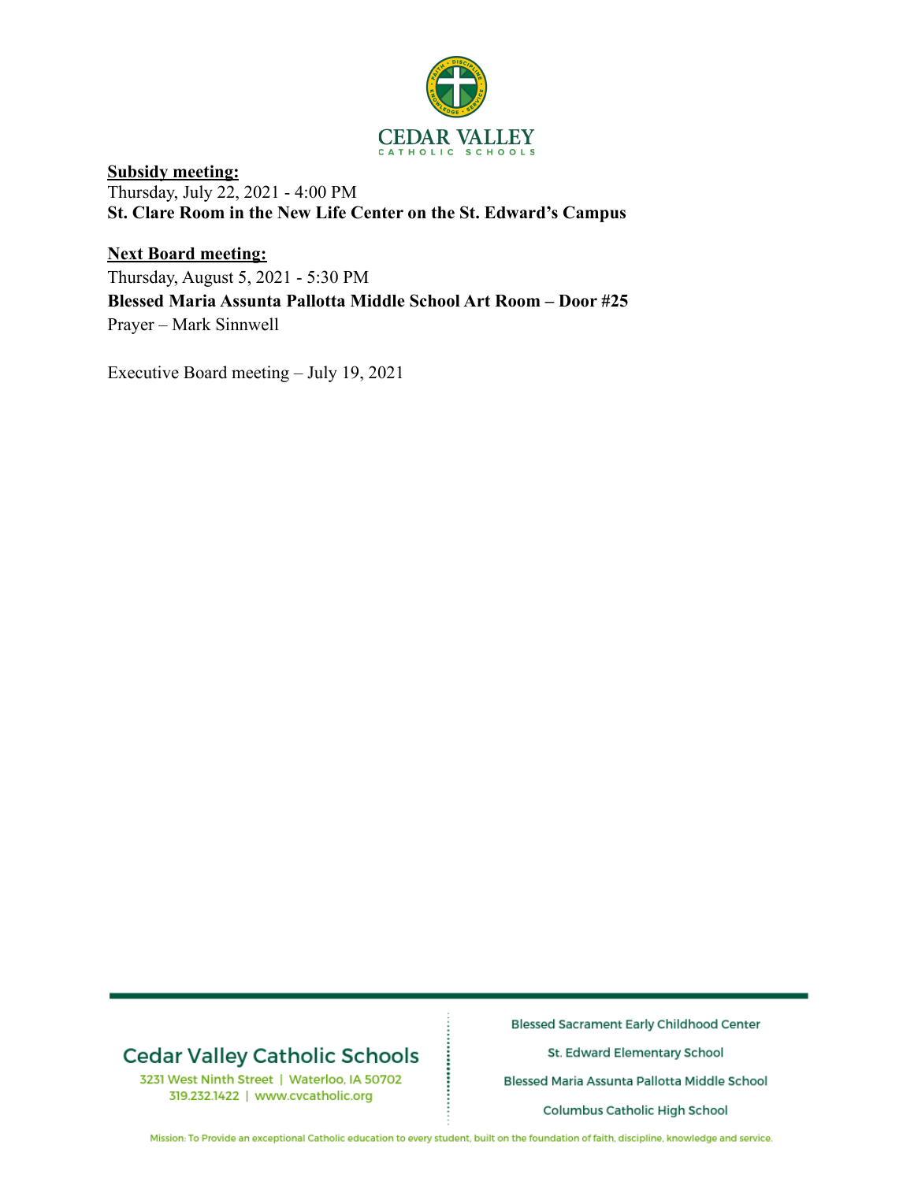**<u>Subsidy meeting:</u>**
Thursday, July 22, 2021 - 4:00 PM
**St. Clare Room in the New Life Center on the St. Edward's Campus**

**<u>Next Board meeting:</u>**
Thursday, August 5, 2021 - 5:30 PM
**Blessed Maria Assunta Pallotta Middle School Art Room – Door #25**
Prayer – Mark Sinnwell

Executive Board meeting – July 19, 2021